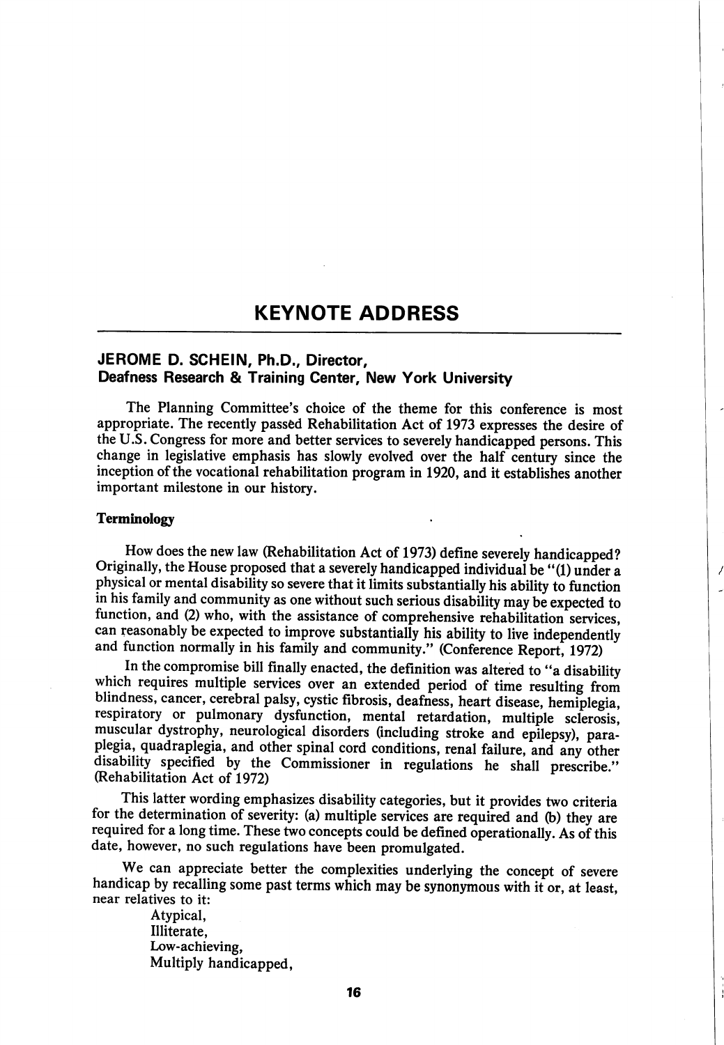# KEYNOTE ADDRESS

**JEROME D. SCHEIN, Ph.D., Director,**
**Deafness Research & Training Center, New York University**

The Planning Committee's choice of the theme for this conference is most appropriate. The recently passed Rehabilitation Act of 1973 expresses the desire of the U.S. Congress for more and better services to severely handicapped persons. This change in legislative emphasis has slowly evolved over the half century since the inception of the vocational rehabilitation program in 1920, and it establishes another important milestone in our history.

### Terminology

How does the new law (Rehabilitation Act of 1973) define severely handicapped? Originally, the House proposed that a severely handicapped individual be "(1) under a physical or mental disability so severe that it limits substantially his ability to function in his family and community as one without such serious disability may be expected to function, and (2) who, with the assistance of comprehensive rehabilitation services, can reasonably be expected to improve substantially his ability to live independently and function normally in his family and community." (Conference Report, 1972)

In the compromise bill finally enacted, the definition was altered to "a disability which requires multiple services over an extended period of time resulting from blindness, cancer, cerebral palsy, cystic fibrosis, deafness, heart disease, hemiplegia, respiratory or pulmonary dysfunction, mental retardation, multiple sclerosis, muscular dystrophy, neurological disorders (including stroke and epilepsy), paraplegia, quadraplegia, and other spinal cord conditions, renal failure, and any other disability specified by the Commissioner in regulations he shall prescribe." (Rehabilitation Act of 1972)

This latter wording emphasizes disability categories, but it provides two criteria for the determination of severity: (a) multiple services are required and (b) they are required for a long time. These two concepts could be defined operationally. As of this date, however, no such regulations have been promulgated.

We can appreciate better the complexities underlying the concept of severe handicap by recalling some past terms which may be synonymous with it or, at least, near relatives to it:

Atypical,
Illiterate,
Low-achieving,
Multiply handicapped,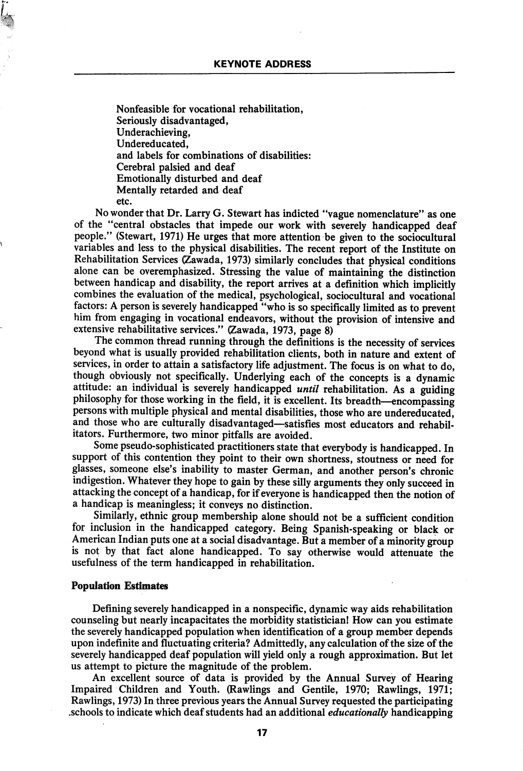Nonfeasible for vocational rehabilitation,
Seriously disadvantaged,
Underachieving,
Undereducated,
and labels for combinations of disabilities:
Cerebral palsied and deaf
Emotionally disturbed and deaf
Mentally retarded and deaf
etc.

No wonder that Dr. Larry G. Stewart has indicted "vague nomenclature" as one of the "central obstacles that impede our work with severely handicapped deaf people." (Stewart, 1971) He urges that more attention be given to the sociocultural variables and less to the physical disabilities. The recent report of the Institute on Rehabilitation Services (Zawada, 1973) similarly concludes that physical conditions alone can be overemphasized. Stressing the value of maintaining the distinction between handicap and disability, the report arrives at a definition which implicitly combines the evaluation of the medical, psychological, sociocultural and vocational factors: A person is severely handicapped "who is so specifically limited as to prevent him from engaging in vocational endeavors, without the provision of intensive and extensive rehabilitative services." (Zawada, 1973, page 8)

The common thread running through the definitions is the necessity of services beyond what is usually provided rehabilitation clients, both in nature and extent of services, in order to attain a satisfactory life adjustment. The focus is on what to do, though obviously not specifically. Underlying each of the concepts is a dynamic attitude: an individual is severely handicapped *until* rehabilitation. As a guiding philosophy for those working in the field, it is excellent. Its breadth—encompassing persons with multiple physical and mental disabilities, those who are undereducated, and those who are culturally disadvantaged—satisfies most educators and rehabilitators. Furthermore, two minor pitfalls are avoided.

Some pseudo-sophisticated practitioners state that everybody is handicapped. In support of this contention they point to their own shortness, stoutness or need for glasses, someone else's inability to master German, and another person's chronic indigestion. Whatever they hope to gain by these silly arguments they only succeed in attacking the concept of a handicap, for if everyone is handicapped then the notion of a handicap is meaningless; it conveys no distinction.

Similarly, ethnic group membership alone should not be a sufficient condition for inclusion in the handicapped category. Being Spanish-speaking or black or American Indian puts one at a social disadvantage. But a member of a minority group is not by that fact alone handicapped. To say otherwise would attenuate the usefulness of the term handicapped in rehabilitation.

### Population Estimates

Defining severely handicapped in a nonspecific, dynamic way aids rehabilitation counseling but nearly incapacitates the morbidity statistician! How can you estimate the severely handicapped population when identification of a group member depends upon indefinite and fluctuating criteria? Admittedly, any calculation of the size of the severely handicapped deaf population will yield only a rough approximation. But let us attempt to picture the magnitude of the problem.

An excellent source of data is provided by the Annual Survey of Hearing Impaired Children and Youth. (Rawlings and Gentile, 1970; Rawlings, 1971; Rawlings, 1973) In three previous years the Annual Survey requested the participating schools to indicate which deaf students had an additional *educationally* handicapping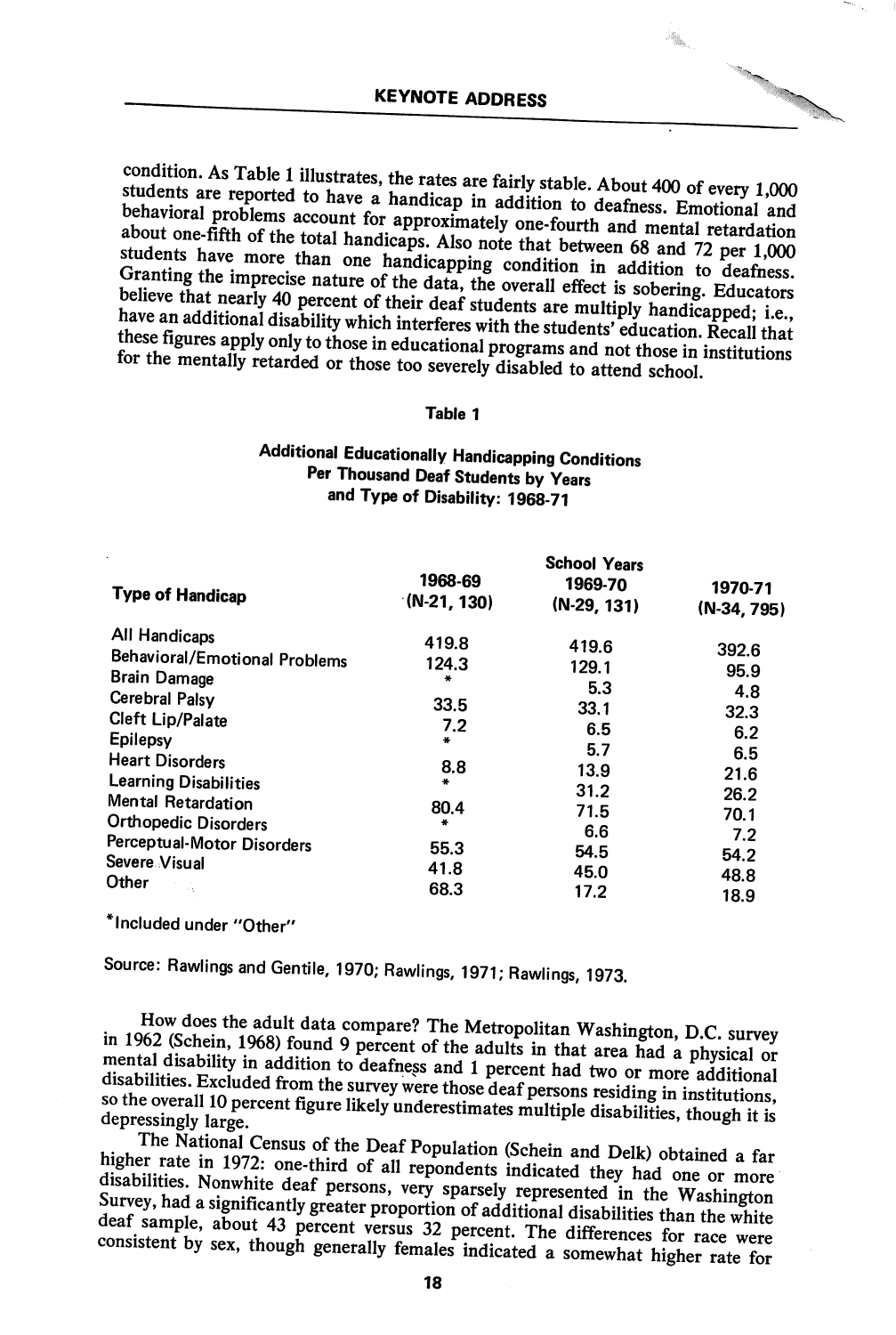condition. As Table 1 illustrates, the rates are fairly stable. About 400 of every 1,000 students are reported to have a handicap in addition to deafness. Emotional and behavioral problems account for approximately one-fourth and mental retardation about one-fifth of the total handicaps. Also note that between 68 and 72 per 1,000 students have more than one handicapping condition in addition to deafness. Granting the imprecise nature of the data, the overall effect is sobering. Educators believe that nearly 40 percent of their deaf students are multiply handicapped; i.e., have an additional disability which interferes with the students' education. Recall that these figures apply only to those in educational programs and not those in institutions for the mentally retarded or those too severely disabled to attend school.

**Table 1**

**Additional Educationally Handicapping Conditions Per Thousand Deaf Students by Years and Type of Disability: 1968-71**

| Type of Handicap | School Years 1968-69 (N-21, 130) | 1969-70 (N-29, 131) | 1970-71 (N-34, 795) |
|---|---|---|---|
| All Handicaps | 419.8 | 419.6 | 392.6 |
| Behavioral/Emotional Problems | 124.3 | 129.1 | 95.9 |
| Brain Damage | * | 5.3 | 4.8 |
| Cerebral Palsy | 33.5 | 33.1 | 32.3 |
| Cleft Lip/Palate | 7.2 | 6.5 | 6.2 |
| Epilepsy | * | 5.7 | 6.5 |
| Heart Disorders | 8.8 | 13.9 | 21.6 |
| Learning Disabilities | * | 31.2 | 26.2 |
| Mental Retardation | 80.4 | 71.5 | 70.1 |
| Orthopedic Disorders | * | 6.6 | 7.2 |
| Perceptual-Motor Disorders | 55.3 | 54.5 | 54.2 |
| Severe Visual | 41.8 | 45.0 | 48.8 |
| Other | 68.3 | 17.2 | 18.9 |

*Included under "Other"

Source: Rawlings and Gentile, 1970; Rawlings, 1971; Rawlings, 1973.

How does the adult data compare? The Metropolitan Washington, D.C. survey in 1962 (Schein, 1968) found 9 percent of the adults in that area had a physical or mental disability in addition to deafness and 1 percent had two or more additional disabilities. Excluded from the survey were those deaf persons residing in institutions, so the overall 10 percent figure likely underestimates multiple disabilities, though it is depressingly large.

The National Census of the Deaf Population (Schein and Delk) obtained a far higher rate in 1972: one-third of all repondents indicated they had one or more disabilities. Nonwhite deaf persons, very sparsely represented in the Washington Survey, had a significantly greater proportion of additional disabilities than the white deaf sample, about 43 percent versus 32 percent. The differences for race were consistent by sex, though generally females indicated a somewhat higher rate for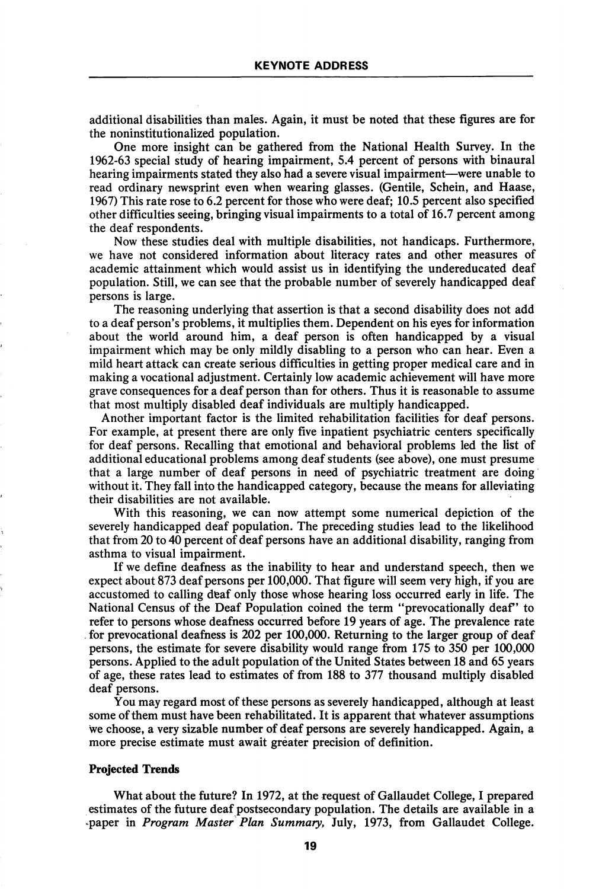additional disabilities than males. Again, it must be noted that these figures are for the noninstitutionalized population.

One more insight can be gathered from the National Health Survey. In the 1962-63 special study of hearing impairment, 5.4 percent of persons with binaural hearing impairments stated they also had a severe visual impairment—were unable to read ordinary newsprint even when wearing glasses. (Gentile, Schein, and Haase, 1967) This rate rose to 6.2 percent for those who were deaf; 10.5 percent also specified other difficulties seeing, bringing visual impairments to a total of 16.7 percent among the deaf respondents.

Now these studies deal with multiple disabilities, not handicaps. Furthermore, we have not considered information about literacy rates and other measures of academic attainment which would assist us in identifying the undereducated deaf population. Still, we can see that the probable number of severely handicapped deaf persons is large.

The reasoning underlying that assertion is that a second disability does not add to a deaf person's problems, it multiplies them. Dependent on his eyes for information about the world around him, a deaf person is often handicapped by a visual impairment which may be only mildly disabling to a person who can hear. Even a mild heart attack can create serious difficulties in getting proper medical care and in making a vocational adjustment. Certainly low academic achievement will have more grave consequences for a deaf person than for others. Thus it is reasonable to assume that most multiply disabled deaf individuals are multiply handicapped.

Another important factor is the limited rehabilitation facilities for deaf persons. For example, at present there are only five inpatient psychiatric centers specifically for deaf persons. Recalling that emotional and behavioral problems led the list of additional educational problems among deaf students (see above), one must presume that a large number of deaf persons in need of psychiatric treatment are doing without it. They fall into the handicapped category, because the means for alleviating their disabilities are not available.

With this reasoning, we can now attempt some numerical depiction of the severely handicapped deaf population. The preceding studies lead to the likelihood that from 20 to 40 percent of deaf persons have an additional disability, ranging from asthma to visual impairment.

If we define deafness as the inability to hear and understand speech, then we expect about 873 deaf persons per 100,000. That figure will seem very high, if you are accustomed to calling deaf only those whose hearing loss occurred early in life. The National Census of the Deaf Population coined the term "prevocationally deaf" to refer to persons whose deafness occurred before 19 years of age. The prevalence rate for prevocational deafness is 202 per 100,000. Returning to the larger group of deaf persons, the estimate for severe disability would range from 175 to 350 per 100,000 persons. Applied to the adult population of the United States between 18 and 65 years of age, these rates lead to estimates of from 188 to 377 thousand multiply disabled deaf persons.

You may regard most of these persons as severely handicapped, although at least some of them must have been rehabilitated. It is apparent that whatever assumptions we choose, a very sizable number of deaf persons are severely handicapped. Again, a more precise estimate must await greater precision of definition.

### Projected Trends

What about the future? In 1972, at the request of Gallaudet College, I prepared estimates of the future deaf postsecondary population. The details are available in a paper in *Program Master Plan Summary,* July, 1973, from Gallaudet College.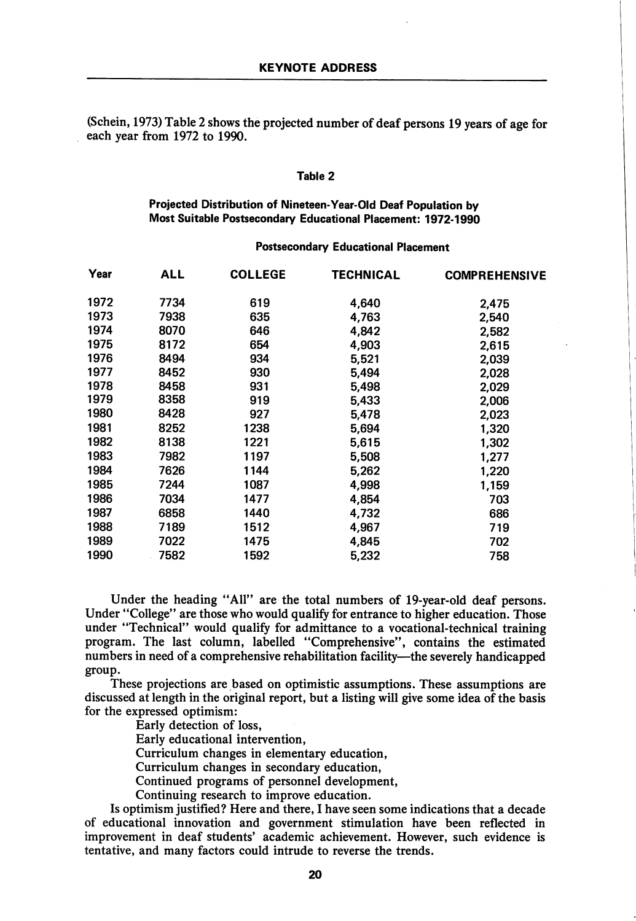(Schein, 1973) Table 2 shows the projected number of deaf persons 19 years of age for each year from 1972 to 1990.

**Table 2**

**Projected Distribution of Nineteen-Year-Old Deaf Population by Most Suitable Postsecondary Educational Placement: 1972-1990**

| Year | ALL | Postsecondary Educational Placement | | |
|---|---|---|---|---|
| | | COLLEGE | TECHNICAL | COMPREHENSIVE |
| 1972 | 7734 | 619 | 4,640 | 2,475 |
| 1973 | 7938 | 635 | 4,763 | 2,540 |
| 1974 | 8070 | 646 | 4,842 | 2,582 |
| 1975 | 8172 | 654 | 4,903 | 2,615 |
| 1976 | 8494 | 934 | 5,521 | 2,039 |
| 1977 | 8452 | 930 | 5,494 | 2,028 |
| 1978 | 8458 | 931 | 5,498 | 2,029 |
| 1979 | 8358 | 919 | 5,433 | 2,006 |
| 1980 | 8428 | 927 | 5,478 | 2,023 |
| 1981 | 8252 | 1238 | 5,694 | 1,320 |
| 1982 | 8138 | 1221 | 5,615 | 1,302 |
| 1983 | 7982 | 1197 | 5,508 | 1,277 |
| 1984 | 7626 | 1144 | 5,262 | 1,220 |
| 1985 | 7244 | 1087 | 4,998 | 1,159 |
| 1986 | 7034 | 1477 | 4,854 | 703 |
| 1987 | 6858 | 1440 | 4,732 | 686 |
| 1988 | 7189 | 1512 | 4,967 | 719 |
| 1989 | 7022 | 1475 | 4,845 | 702 |
| 1990 | 7582 | 1592 | 5,232 | 758 |

Under the heading "All" are the total numbers of 19-year-old deaf persons. Under "College" are those who would qualify for entrance to higher education. Those under "Technical" would qualify for admittance to a vocational-technical training program. The last column, labelled "Comprehensive", contains the estimated numbers in need of a comprehensive rehabilitation facility—the severely handicapped group.

These projections are based on optimistic assumptions. These assumptions are discussed at length in the original report, but a listing will give some idea of the basis for the expressed optimism:

Early detection of loss,
Early educational intervention,
Curriculum changes in elementary education,
Curriculum changes in secondary education,
Continued programs of personnel development,
Continuing research to improve education.

Is optimism justified? Here and there, I have seen some indications that a decade of educational innovation and government stimulation have been reflected in improvement in deaf students' academic achievement. However, such evidence is tentative, and many factors could intrude to reverse the trends.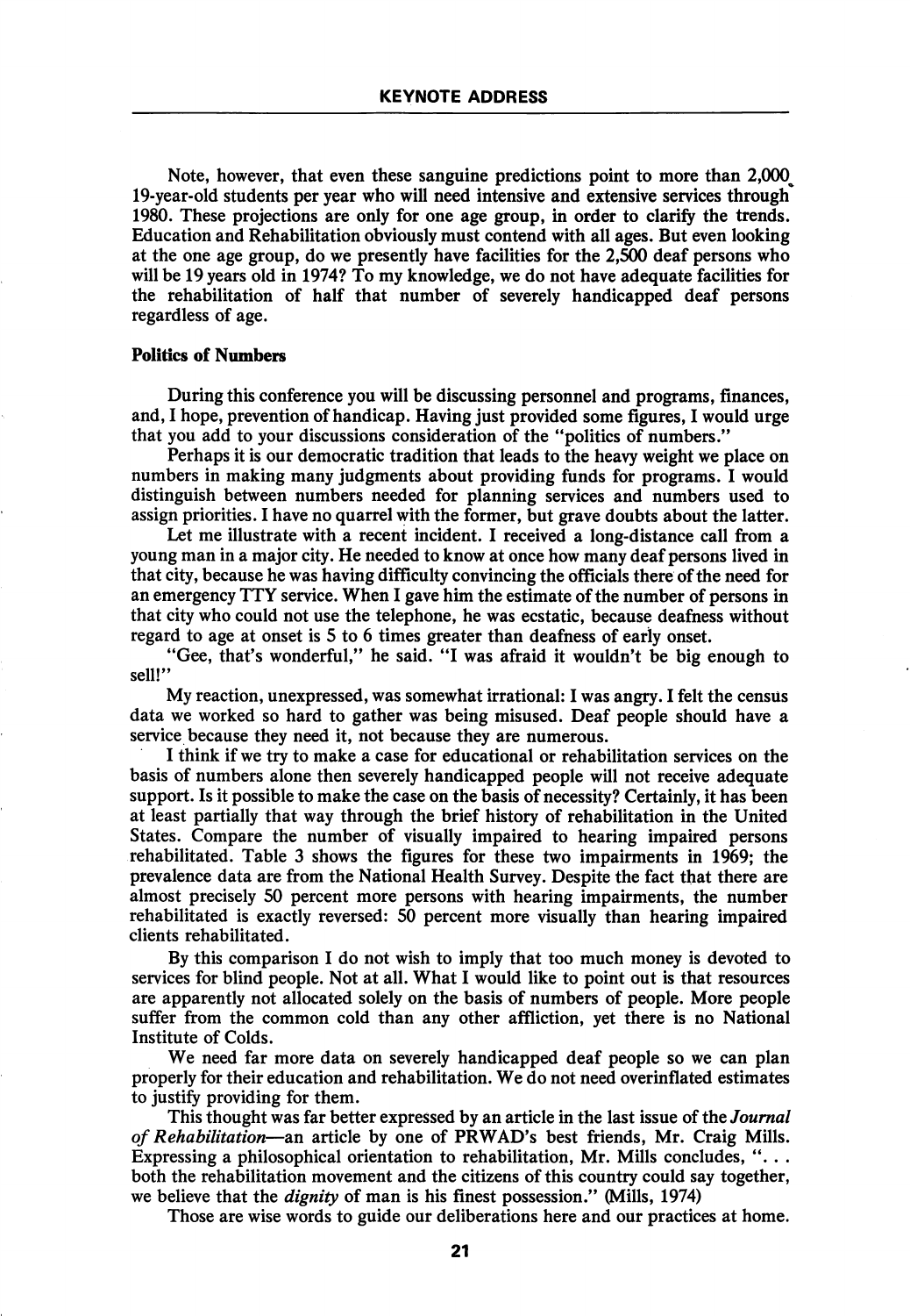Note, however, that even these sanguine predictions point to more than 2,000 19-year-old students per year who will need intensive and extensive services through 1980. These projections are only for one age group, in order to clarify the trends. Education and Rehabilitation obviously must contend with all ages. But even looking at the one age group, do we presently have facilities for the 2,500 deaf persons who will be 19 years old in 1974? To my knowledge, we do not have adequate facilities for the rehabilitation of half that number of severely handicapped deaf persons regardless of age.

**Politics of Numbers**

During this conference you will be discussing personnel and programs, finances, and, I hope, prevention of handicap. Having just provided some figures, I would urge that you add to your discussions consideration of the "politics of numbers."

Perhaps it is our democratic tradition that leads to the heavy weight we place on numbers in making many judgments about providing funds for programs. I would distinguish between numbers needed for planning services and numbers used to assign priorities. I have no quarrel with the former, but grave doubts about the latter.

Let me illustrate with a recent incident. I received a long-distance call from a young man in a major city. He needed to know at once how many deaf persons lived in that city, because he was having difficulty convincing the officials there of the need for an emergency TTY service. When I gave him the estimate of the number of persons in that city who could not use the telephone, he was ecstatic, because deafness without regard to age at onset is 5 to 6 times greater than deafness of early onset.

"Gee, that's wonderful," he said. "I was afraid it wouldn't be big enough to sell!"

My reaction, unexpressed, was somewhat irrational: I was angry. I felt the census data we worked so hard to gather was being misused. Deaf people should have a service because they need it, not because they are numerous.

I think if we try to make a case for educational or rehabilitation services on the basis of numbers alone then severely handicapped people will not receive adequate support. Is it possible to make the case on the basis of necessity? Certainly, it has been at least partially that way through the brief history of rehabilitation in the United States. Compare the number of visually impaired to hearing impaired persons rehabilitated. Table 3 shows the figures for these two impairments in 1969; the prevalence data are from the National Health Survey. Despite the fact that there are almost precisely 50 percent more persons with hearing impairments, the number rehabilitated is exactly reversed: 50 percent more visually than hearing impaired clients rehabilitated.

By this comparison I do not wish to imply that too much money is devoted to services for blind people. Not at all. What I would like to point out is that resources are apparently not allocated solely on the basis of numbers of people. More people suffer from the common cold than any other affliction, yet there is no National Institute of Colds.

We need far more data on severely handicapped deaf people so we can plan properly for their education and rehabilitation. We do not need overinflated estimates to justify providing for them.

This thought was far better expressed by an article in the last issue of the *Journal of Rehabilitation*—an article by one of PRWAD's best friends, Mr. Craig Mills. Expressing a philosophical orientation to rehabilitation, Mr. Mills concludes, ". . . both the rehabilitation movement and the citizens of this country could say together, we believe that the *dignity* of man is his finest possession." (Mills, 1974)

Those are wise words to guide our deliberations here and our practices at home.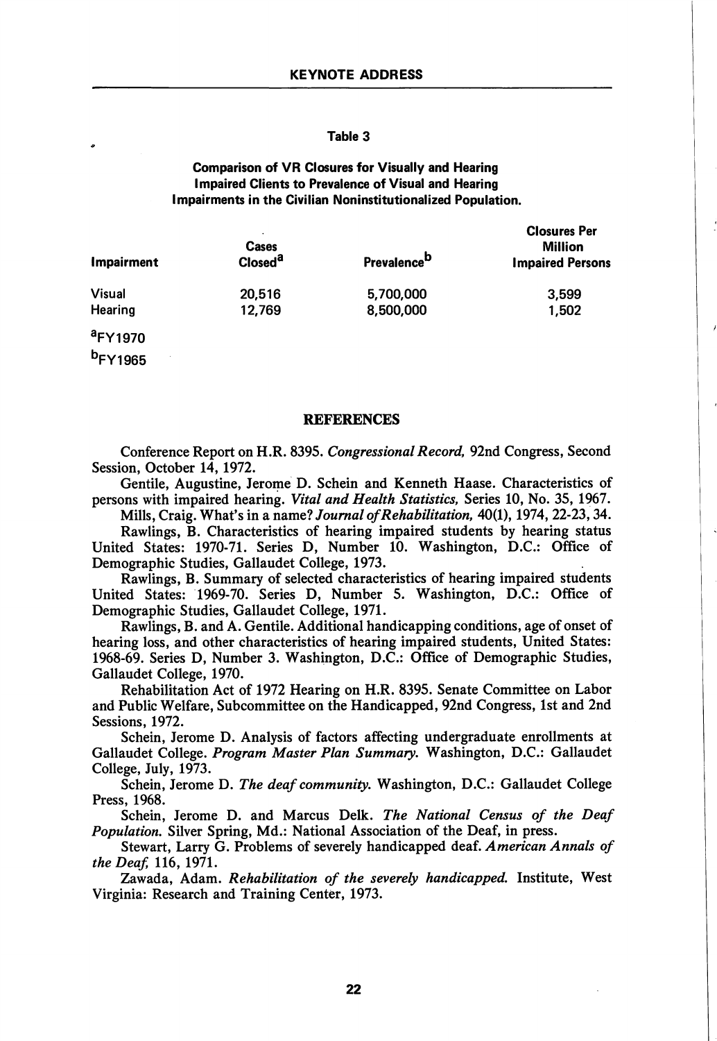**Table 3**

**Comparison of VR Closures for Visually and Hearing Impaired Clients to Prevalence of Visual and Hearing Impairments in the Civilian Noninstitutionalized Population.**

| Impairment | Cases Closed[a] | Prevalence[b] | Closures Per Million Impaired Persons |
|---|---|---|---|
| Visual | 20,516 | 5,700,000 | 3,599 |
| Hearing | 12,769 | 8,500,000 | 1,502 |

[a]FY1970

[b]FY1965

## REFERENCES

Conference Report on H.R. 8395. *Congressional Record,* 92nd Congress, Second Session, October 14, 1972.

Gentile, Augustine, Jerome D. Schein and Kenneth Haase. Characteristics of persons with impaired hearing. *Vital and Health Statistics,* Series 10, No. 35, 1967.

Mills, Craig. What's in a name? *Journal of Rehabilitation,* 40(1), 1974, 22-23, 34.

Rawlings, B. Characteristics of hearing impaired students by hearing status United States: 1970-71. Series D, Number 10. Washington, D.C.: Office of Demographic Studies, Gallaudet College, 1973.

Rawlings, B. Summary of selected characteristics of hearing impaired students United States: 1969-70. Series D, Number 5. Washington, D.C.: Office of Demographic Studies, Gallaudet College, 1971.

Rawlings, B. and A. Gentile. Additional handicapping conditions, age of onset of hearing loss, and other characteristics of hearing impaired students, United States: 1968-69. Series D, Number 3. Washington, D.C.: Office of Demographic Studies, Gallaudet College, 1970.

Rehabilitation Act of 1972 Hearing on H.R. 8395. Senate Committee on Labor and Public Welfare, Subcommittee on the Handicapped, 92nd Congress, 1st and 2nd Sessions, 1972.

Schein, Jerome D. Analysis of factors affecting undergraduate enrollments at Gallaudet College. *Program Master Plan Summary.* Washington, D.C.: Gallaudet College, July, 1973.

Schein, Jerome D. *The deaf community.* Washington, D.C.: Gallaudet College Press, 1968.

Schein, Jerome D. and Marcus Delk. *The National Census of the Deaf Population.* Silver Spring, Md.: National Association of the Deaf, in press.

Stewart, Larry G. Problems of severely handicapped deaf. *American Annals of the Deaf,* 116, 1971.

Zawada, Adam. *Rehabilitation of the severely handicapped.* Institute, West Virginia: Research and Training Center, 1973.